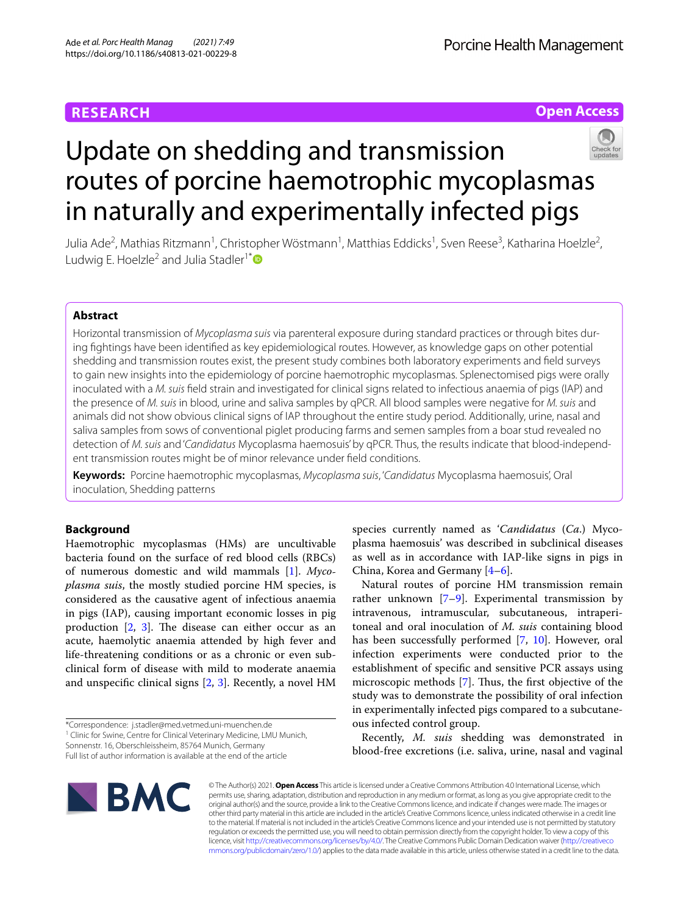RESEARCH

Open Access

# Update on shedding and transmission routes of porcine haemotrophic mycoplasmas in naturally and experimentally infected pigs

Julia Ade[2], Mathias Ritzmann[1], Christopher Wöstmann[1], Matthias Eddicks[1], Sven Reese[3], Katharina Hoelzle[2], Ludwig E. Hoelzle[2] and Julia Stadler[1*]

## Abstract

Horizontal transmission of *Mycoplasma suis* via parenteral exposure during standard practices or through bites during fightings have been identified as key epidemiological routes. However, as knowledge gaps on other potential shedding and transmission routes exist, the present study combines both laboratory experiments and field surveys to gain new insights into the epidemiology of porcine haemotrophic mycoplasmas. Splenectomised pigs were orally inoculated with a *M. suis* field strain and investigated for clinical signs related to infectious anaemia of pigs (IAP) and the presence of *M. suis* in blood, urine and saliva samples by qPCR. All blood samples were negative for *M. suis* and animals did not show obvious clinical signs of IAP throughout the entire study period. Additionally, urine, nasal and saliva samples from sows of conventional piglet producing farms and semen samples from a boar stud revealed no detection of *M. suis* and '*Candidatus* Mycoplasma haemosuis' by qPCR. Thus, the results indicate that blood-independent transmission routes might be of minor relevance under field conditions.

**Keywords:** Porcine haemotrophic mycoplasmas, *Mycoplasma suis*, '*Candidatus* Mycoplasma haemosuis', Oral inoculation, Shedding patterns

## Background

Haemotrophic mycoplasmas (HMs) are uncultivable bacteria found on the surface of red blood cells (RBCs) of numerous domestic and wild mammals [1]. *Mycoplasma suis*, the mostly studied porcine HM species, is considered as the causative agent of infectious anaemia in pigs (IAP), causing important economic losses in pig production [2, 3]. The disease can either occur as an acute, haemolytic anaemia attended by high fever and life-threatening conditions or as a chronic or even subclinical form of disease with mild to moderate anaemia and unspecific clinical signs [2, 3]. Recently, a novel HM species currently named as '*Candidatus* (*Ca.*) Mycoplasma haemosuis' was described in subclinical diseases as well as in accordance with IAP-like signs in pigs in China, Korea and Germany [4–6].

Natural routes of porcine HM transmission remain rather unknown [7–9]. Experimental transmission by intravenous, intramuscular, subcutaneous, intraperitoneal and oral inoculation of *M. suis* containing blood has been successfully performed [7, 10]. However, oral infection experiments were conducted prior to the establishment of specific and sensitive PCR assays using microscopic methods [7]. Thus, the first objective of the study was to demonstrate the possibility of oral infection in experimentally infected pigs compared to a subcutaneous infected control group.

Recently, *M. suis* shedding was demonstrated in blood-free excretions (i.e. saliva, urine, nasal and vaginal

*Correspondence: j.stadler@med.vetmed.uni-muenchen.de
[1] Clinic for Swine, Centre for Clinical Veterinary Medicine, LMU Munich, Sonnenstr. 16, Oberschleissheim, 85764 Munich, Germany
Full list of author information is available at the end of the article

© The Author(s) 2021. **Open Access** This article is licensed under a Creative Commons Attribution 4.0 International License, which permits use, sharing, adaptation, distribution and reproduction in any medium or format, as long as you give appropriate credit to the original author(s) and the source, provide a link to the Creative Commons licence, and indicate if changes were made. The images or other third party material in this article are included in the article's Creative Commons licence, unless indicated otherwise in a credit line to the material. If material is not included in the article's Creative Commons licence and your intended use is not permitted by statutory regulation or exceeds the permitted use, you will need to obtain permission directly from the copyright holder. To view a copy of this licence, visit http://creativecommons.org/licenses/by/4.0/. The Creative Commons Public Domain Dedication waiver (http://creativecommons.org/publicdomain/zero/1.0/) applies to the data made available in this article, unless otherwise stated in a credit line to the data.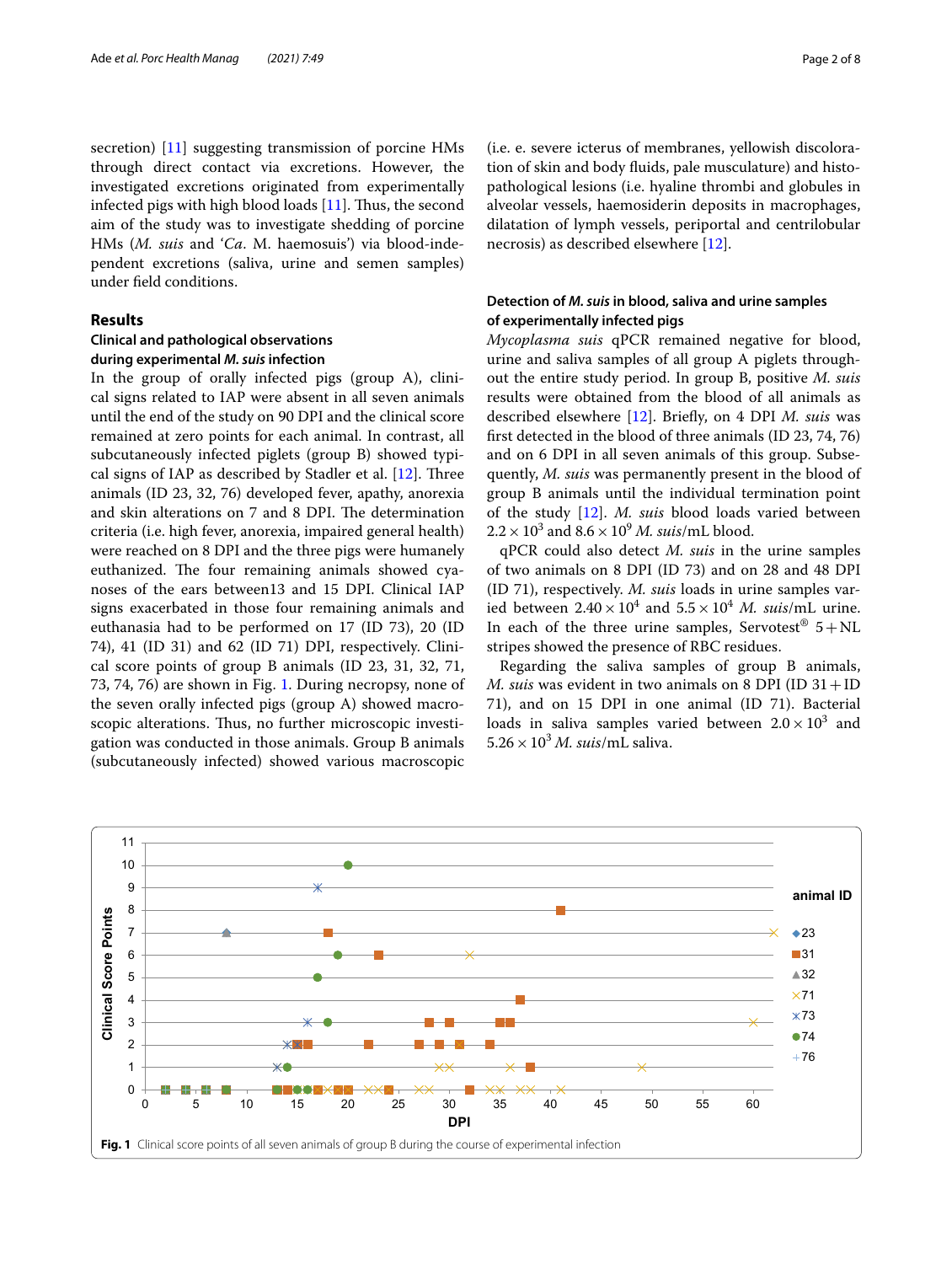secretion) [11] suggesting transmission of porcine HMs through direct contact via excretions. However, the investigated excretions originated from experimentally infected pigs with high blood loads [11]. Thus, the second aim of the study was to investigate shedding of porcine HMs (*M. suis* and '*Ca*. M. haemosuis') via blood-independent excretions (saliva, urine and semen samples) under field conditions.

## Results

### Clinical and pathological observations during experimental *M. suis* infection

In the group of orally infected pigs (group A), clinical signs related to IAP were absent in all seven animals until the end of the study on 90 DPI and the clinical score remained at zero points for each animal. In contrast, all subcutaneously infected piglets (group B) showed typical signs of IAP as described by Stadler et al. [12]. Three animals (ID 23, 32, 76) developed fever, apathy, anorexia and skin alterations on 7 and 8 DPI. The determination criteria (i.e. high fever, anorexia, impaired general health) were reached on 8 DPI and the three pigs were humanely euthanized. The four remaining animals showed cyanoses of the ears between13 and 15 DPI. Clinical IAP signs exacerbated in those four remaining animals and euthanasia had to be performed on 17 (ID 73), 20 (ID 74), 41 (ID 31) and 62 (ID 71) DPI, respectively. Clinical score points of group B animals (ID 23, 31, 32, 71, 73, 74, 76) are shown in Fig. 1. During necropsy, none of the seven orally infected pigs (group A) showed macroscopic alterations. Thus, no further microscopic investigation was conducted in those animals. Group B animals (subcutaneously infected) showed various macroscopic (i.e. e. severe icterus of membranes, yellowish discoloration of skin and body fluids, pale musculature) and histopathological lesions (i.e. hyaline thrombi and globules in alveolar vessels, haemosiderin deposits in macrophages, dilatation of lymph vessels, periportal and centrilobular necrosis) as described elsewhere [12].

### Detection of *M. suis* in blood, saliva and urine samples of experimentally infected pigs

*Mycoplasma suis* qPCR remained negative for blood, urine and saliva samples of all group A piglets throughout the entire study period. In group B, positive *M. suis* results were obtained from the blood of all animals as described elsewhere [12]. Briefly, on 4 DPI *M. suis* was first detected in the blood of three animals (ID 23, 74, 76) and on 6 DPI in all seven animals of this group. Subsequently, *M. suis* was permanently present in the blood of group B animals until the individual termination point of the study [12]. *M. suis* blood loads varied between $2.2 \times 10^3$ and $8.6 \times 10^9$ *M. suis*/mL blood.

qPCR could also detect *M. suis* in the urine samples of two animals on 8 DPI (ID 73) and on 28 and 48 DPI (ID 71), respectively. *M. suis* loads in urine samples varied between $2.40 \times 10^4$ and $5.5 \times 10^4$ *M. suis*/mL urine. In each of the three urine samples, Servotest® 5+NL stripes showed the presence of RBC residues.

Regarding the saliva samples of group B animals, *M. suis* was evident in two animals on 8 DPI (ID 31+ID 71), and on 15 DPI in one animal (ID 71). Bacterial loads in saliva samples varied between $2.0 \times 10^3$ and $5.26 \times 10^3$ *M. suis*/mL saliva.

**Fig. 1** Clinical score points of all seven animals of group B during the course of experimental infection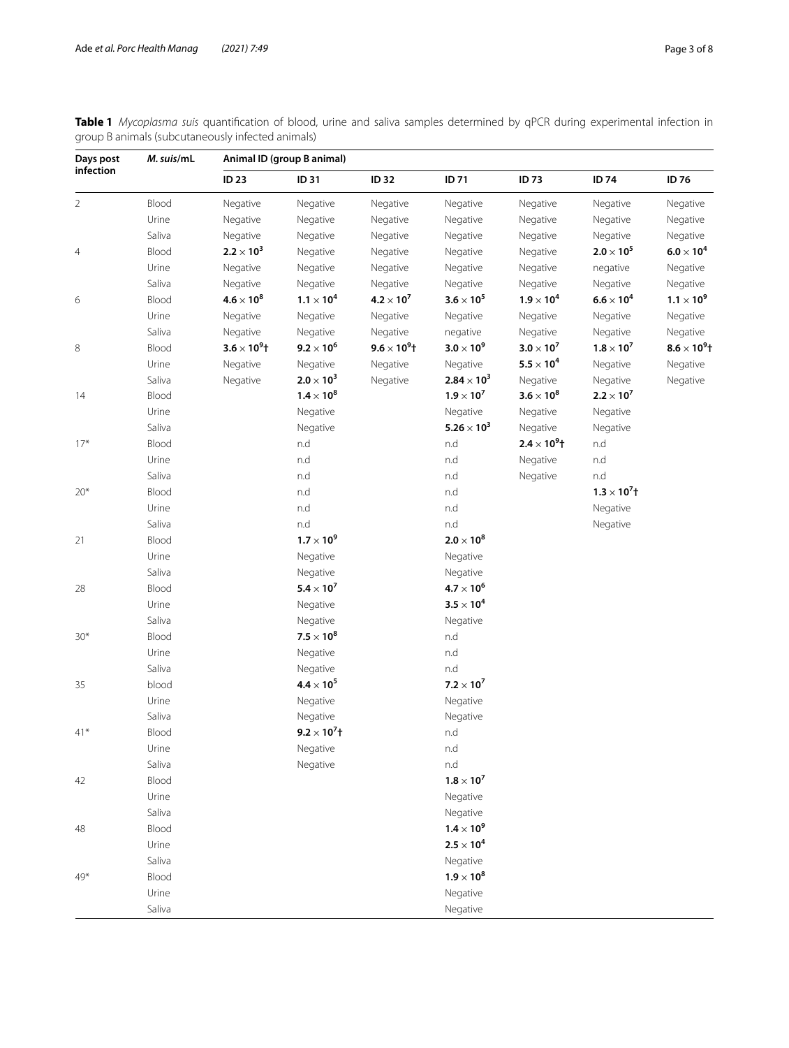**Table 1** *Mycoplasma suis* quantification of blood, urine and saliva samples determined by qPCR during experimental infection in group B animals (subcutaneously infected animals)

| Days post infection | *M. suis*/mL | Animal ID (group B animal) | | | | | | |
|---|---|---|---|---|---|---|---|---|
| | | **ID 23** | **ID 31** | **ID 32** | **ID 71** | **ID 73** | **ID 74** | **ID 76** |
| 2 | Blood | Negative | Negative | Negative | Negative | Negative | Negative | Negative |
| | Urine | Negative | Negative | Negative | Negative | Negative | Negative | Negative |
| | Saliva | Negative | Negative | Negative | Negative | Negative | Negative | Negative |
| 4 | Blood | **$2.2 \times 10^3$** | Negative | Negative | Negative | Negative | **$2.0 \times 10^5$** | **$6.0 \times 10^4$** |
| | Urine | Negative | Negative | Negative | Negative | Negative | negative | Negative |
| | Saliva | Negative | Negative | Negative | Negative | Negative | Negative | Negative |
| 6 | Blood | **$4.6 \times 10^8$** | **$1.1 \times 10^4$** | **$4.2 \times 10^7$** | **$3.6 \times 10^5$** | **$1.9 \times 10^4$** | **$6.6 \times 10^4$** | **$1.1 \times 10^9$** |
| | Urine | Negative | Negative | Negative | Negative | Negative | Negative | Negative |
| | Saliva | Negative | Negative | Negative | negative | Negative | Negative | Negative |
| 8 | Blood | **$3.6 \times 10^9$†** | **$9.2 \times 10^6$** | **$9.6 \times 10^9$†** | **$3.0 \times 10^9$** | **$3.0 \times 10^7$** | **$1.8 \times 10^7$** | **$8.6 \times 10^9$†** |
| | Urine | Negative | Negative | Negative | Negative | **$5.5 \times 10^4$** | Negative | Negative |
| | Saliva | Negative | **$2.0 \times 10^3$** | Negative | **$2.84 \times 10^3$** | Negative | Negative | Negative |
| 14 | Blood | | **$1.4 \times 10^8$** | | **$1.9 \times 10^7$** | **$3.6 \times 10^8$** | **$2.2 \times 10^7$** | |
| | Urine | | Negative | | Negative | Negative | Negative | |
| | Saliva | | Negative | | **$5.26 \times 10^3$** | Negative | Negative | |
| 17* | Blood | | n.d | | n.d | **$2.4 \times 10^9$†** | n.d | |
| | Urine | | n.d | | n.d | Negative | n.d | |
| | Saliva | | n.d | | n.d | Negative | n.d | |
| 20* | Blood | | n.d | | n.d | | **$1.3 \times 10^7$†** | |
| | Urine | | n.d | | n.d | | Negative | |
| | Saliva | | n.d | | n.d | | Negative | |
| 21 | Blood | | **$1.7 \times 10^9$** | | **$2.0 \times 10^8$** | | | |
| | Urine | | Negative | | Negative | | | |
| | Saliva | | Negative | | Negative | | | |
| 28 | Blood | | **$5.4 \times 10^7$** | | **$4.7 \times 10^6$** | | | |
| | Urine | | Negative | | **$3.5 \times 10^4$** | | | |
| | Saliva | | Negative | | Negative | | | |
| 30* | Blood | | **$7.5 \times 10^8$** | | n.d | | | |
| | Urine | | Negative | | n.d | | | |
| | Saliva | | Negative | | n.d | | | |
| 35 | blood | | **$4.4 \times 10^5$** | | **$7.2 \times 10^7$** | | | |
| | Urine | | Negative | | Negative | | | |
| | Saliva | | Negative | | Negative | | | |
| 41* | Blood | | **$9.2 \times 10^7$†** | | n.d | | | |
| | Urine | | Negative | | n.d | | | |
| | Saliva | | Negative | | n.d | | | |
| 42 | Blood | | | | **$1.8 \times 10^7$** | | | |
| | Urine | | | | Negative | | | |
| | Saliva | | | | Negative | | | |
| 48 | Blood | | | | **$1.4 \times 10^9$** | | | |
| | Urine | | | | **$2.5 \times 10^4$** | | | |
| | Saliva | | | | Negative | | | |
| 49* | Blood | | | | **$1.9 \times 10^8$** | | | |
| | Urine | | | | Negative | | | |
| | Saliva | | | | Negative | | | |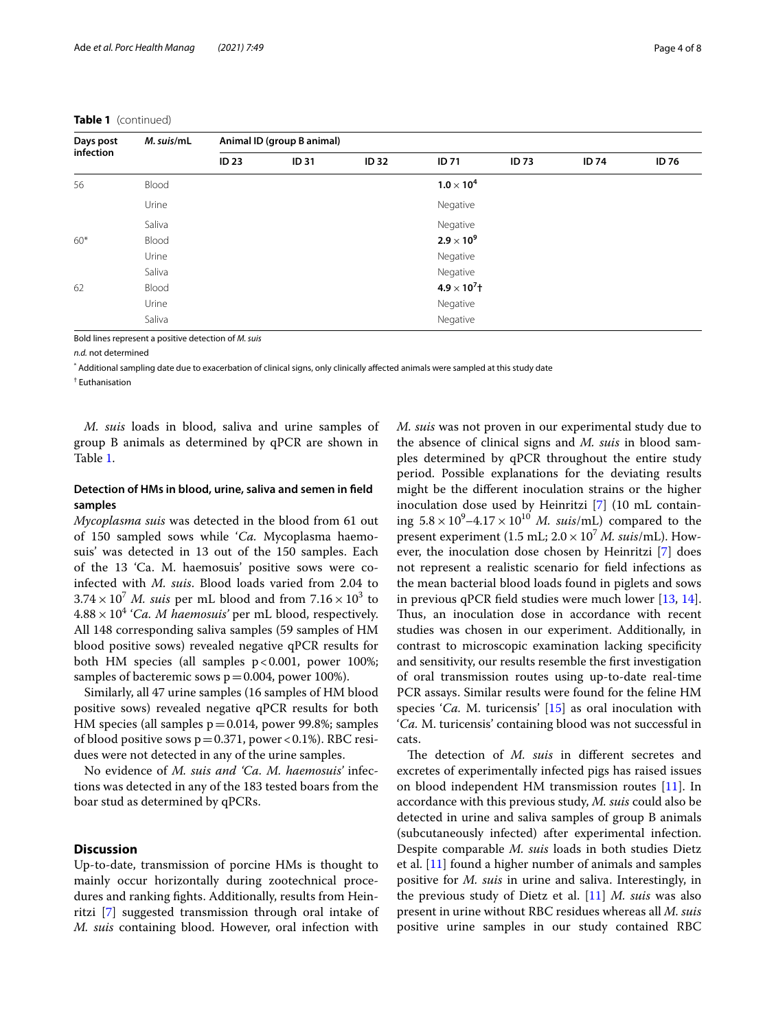**Table 1** (continued)

| Days post infection | *M. suis*/mL | Animal ID (group B animal) | | | | | | |
|---|---|---|---|---|---|---|---|---|
| | | ID 23 | ID 31 | ID 32 | ID 71 | ID 73 | ID 74 | ID 76 |
| 56 | Blood | | | | **$1.0 \times 10^4$** | | | |
| | Urine | | | | Negative | | | |
| | Saliva | | | | Negative | | | |
| 60* | Blood | | | | **$2.9 \times 10^9$** | | | |
| | Urine | | | | Negative | | | |
| | Saliva | | | | Negative | | | |
| 62 | Blood | | | | **$4.9 \times 10^7$**† | | | |
| | Urine | | | | Negative | | | |
| | Saliva | | | | Negative | | | |

Bold lines represent a positive detection of *M. suis*

*n.d.* not determined

\* Additional sampling date due to exacerbation of clinical signs, only clinically affected animals were sampled at this study date

† Euthanisation

*M. suis* loads in blood, saliva and urine samples of group B animals as determined by qPCR are shown in Table 1.

### Detection of HMs in blood, urine, saliva and semen in field samples

*Mycoplasma suis* was detected in the blood from 61 out of 150 sampled sows while '*Ca.* Mycoplasma haemosuis' was detected in 13 out of the 150 samples. Each of the 13 'Ca. M. haemosuis' positive sows were co-infected with *M. suis*. Blood loads varied from 2.04 to $3.74 \times 10^7$ *M. suis* per mL blood and from $7.16 \times 10^3$ to $4.88 \times 10^4$ '*Ca. M haemosuis*' per mL blood, respectively. All 148 corresponding saliva samples (59 samples of HM blood positive sows) revealed negative qPCR results for both HM species (all samples $p < 0.001$, power 100%; samples of bacteremic sows $p = 0.004$, power 100%).

Similarly, all 47 urine samples (16 samples of HM blood positive sows) revealed negative qPCR results for both HM species (all samples $p = 0.014$, power 99.8%; samples of blood positive sows $p = 0.371$, power < 0.1%). RBC residues were not detected in any of the urine samples.

No evidence of *M. suis and 'Ca. M. haemosuis'* infections was detected in any of the 183 tested boars from the boar stud as determined by qPCRs.

## Discussion

Up-to-date, transmission of porcine HMs is thought to mainly occur horizontally during zootechnical procedures and ranking fights. Additionally, results from Heinritzi [7] suggested transmission through oral intake of *M. suis* containing blood. However, oral infection with *M. suis* was not proven in our experimental study due to the absence of clinical signs and *M. suis* in blood samples determined by qPCR throughout the entire study period. Possible explanations for the deviating results might be the different inoculation strains or the higher inoculation dose used by Heinritzi [7] (10 mL containing $5.8 \times 10^9$–$4.17 \times 10^{10}$ *M. suis*/mL) compared to the present experiment (1.5 mL; $2.0 \times 10^7$ *M. suis*/mL). However, the inoculation dose chosen by Heinritzi [7] does not represent a realistic scenario for field infections as the mean bacterial blood loads found in piglets and sows in previous qPCR field studies were much lower [13, 14]. Thus, an inoculation dose in accordance with recent studies was chosen in our experiment. Additionally, in contrast to microscopic examination lacking specificity and sensitivity, our results resemble the first investigation of oral transmission routes using up-to-date real-time PCR assays. Similar results were found for the feline HM species '*Ca.* M. turicensis' [15] as oral inoculation with '*Ca.* M. turicensis' containing blood was not successful in cats.

The detection of *M. suis* in different secretes and excretes of experimentally infected pigs has raised issues on blood independent HM transmission routes [11]. In accordance with this previous study, *M. suis* could also be detected in urine and saliva samples of group B animals (subcutaneously infected) after experimental infection. Despite comparable *M. suis* loads in both studies Dietz et al. [11] found a higher number of animals and samples positive for *M. suis* in urine and saliva. Interestingly, in the previous study of Dietz et al. [11] *M. suis* was also present in urine without RBC residues whereas all *M. suis* positive urine samples in our study contained RBC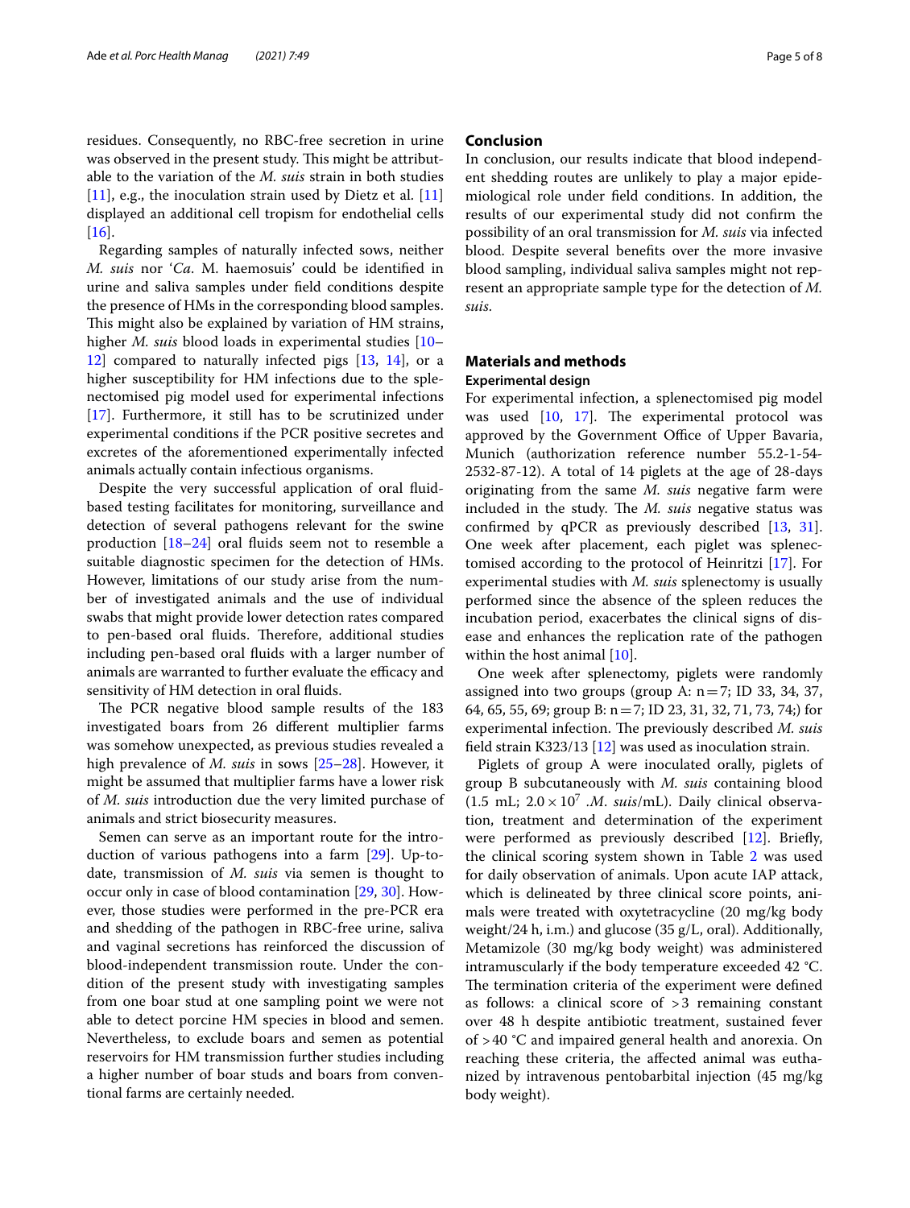residues. Consequently, no RBC-free secretion in urine was observed in the present study. This might be attributable to the variation of the *M. suis* strain in both studies [11], e.g., the inoculation strain used by Dietz et al. [11] displayed an additional cell tropism for endothelial cells [16].

Regarding samples of naturally infected sows, neither *M. suis* nor '*Ca*. M. haemosuis' could be identified in urine and saliva samples under field conditions despite the presence of HMs in the corresponding blood samples. This might also be explained by variation of HM strains, higher *M. suis* blood loads in experimental studies [10–12] compared to naturally infected pigs [13, 14], or a higher susceptibility for HM infections due to the splenectomised pig model used for experimental infections [17]. Furthermore, it still has to be scrutinized under experimental conditions if the PCR positive secretes and excretes of the aforementioned experimentally infected animals actually contain infectious organisms.

Despite the very successful application of oral fluid-based testing facilitates for monitoring, surveillance and detection of several pathogens relevant for the swine production [18–24] oral fluids seem not to resemble a suitable diagnostic specimen for the detection of HMs. However, limitations of our study arise from the number of investigated animals and the use of individual swabs that might provide lower detection rates compared to pen-based oral fluids. Therefore, additional studies including pen-based oral fluids with a larger number of animals are warranted to further evaluate the efficacy and sensitivity of HM detection in oral fluids.

The PCR negative blood sample results of the 183 investigated boars from 26 different multiplier farms was somehow unexpected, as previous studies revealed a high prevalence of *M. suis* in sows [25–28]. However, it might be assumed that multiplier farms have a lower risk of *M. suis* introduction due the very limited purchase of animals and strict biosecurity measures.

Semen can serve as an important route for the introduction of various pathogens into a farm [29]. Up-to-date, transmission of *M. suis* via semen is thought to occur only in case of blood contamination [29, 30]. However, those studies were performed in the pre-PCR era and shedding of the pathogen in RBC-free urine, saliva and vaginal secretions has reinforced the discussion of blood-independent transmission route. Under the condition of the present study with investigating samples from one boar stud at one sampling point we were not able to detect porcine HM species in blood and semen. Nevertheless, to exclude boars and semen as potential reservoirs for HM transmission further studies including a higher number of boar studs and boars from conventional farms are certainly needed.

## Conclusion

In conclusion, our results indicate that blood independent shedding routes are unlikely to play a major epidemiological role under field conditions. In addition, the results of our experimental study did not confirm the possibility of an oral transmission for *M. suis* via infected blood. Despite several benefits over the more invasive blood sampling, individual saliva samples might not represent an appropriate sample type for the detection of *M. suis*.

## Materials and methods

### Experimental design

For experimental infection, a splenectomised pig model was used [10, 17]. The experimental protocol was approved by the Government Office of Upper Bavaria, Munich (authorization reference number 55.2-1-54-2532-87-12). A total of 14 piglets at the age of 28-days originating from the same *M. suis* negative farm were included in the study. The *M. suis* negative status was confirmed by qPCR as previously described [13, 31]. One week after placement, each piglet was splenectomised according to the protocol of Heinritzi [17]. For experimental studies with *M. suis* splenectomy is usually performed since the absence of the spleen reduces the incubation period, exacerbates the clinical signs of disease and enhances the replication rate of the pathogen within the host animal [10].

One week after splenectomy, piglets were randomly assigned into two groups (group A: n = 7; ID 33, 34, 37, 64, 65, 55, 69; group B: n = 7; ID 23, 31, 32, 71, 73, 74;) for experimental infection. The previously described *M. suis* field strain K323/13 [12] was used as inoculation strain.

Piglets of group A were inoculated orally, piglets of group B subcutaneously with *M. suis* containing blood (1.5 mL; $2.0 \times 10^7$ .*M. suis*/mL). Daily clinical observation, treatment and determination of the experiment were performed as previously described [12]. Briefly, the clinical scoring system shown in Table 2 was used for daily observation of animals. Upon acute IAP attack, which is delineated by three clinical score points, animals were treated with oxytetracycline (20 mg/kg body weight/24 h, i.m.) and glucose (35 g/L, oral). Additionally, Metamizole (30 mg/kg body weight) was administered intramuscularly if the body temperature exceeded 42 °C. The termination criteria of the experiment were defined as follows: a clinical score of >3 remaining constant over 48 h despite antibiotic treatment, sustained fever of >40 °C and impaired general health and anorexia. On reaching these criteria, the affected animal was euthanized by intravenous pentobarbital injection (45 mg/kg body weight).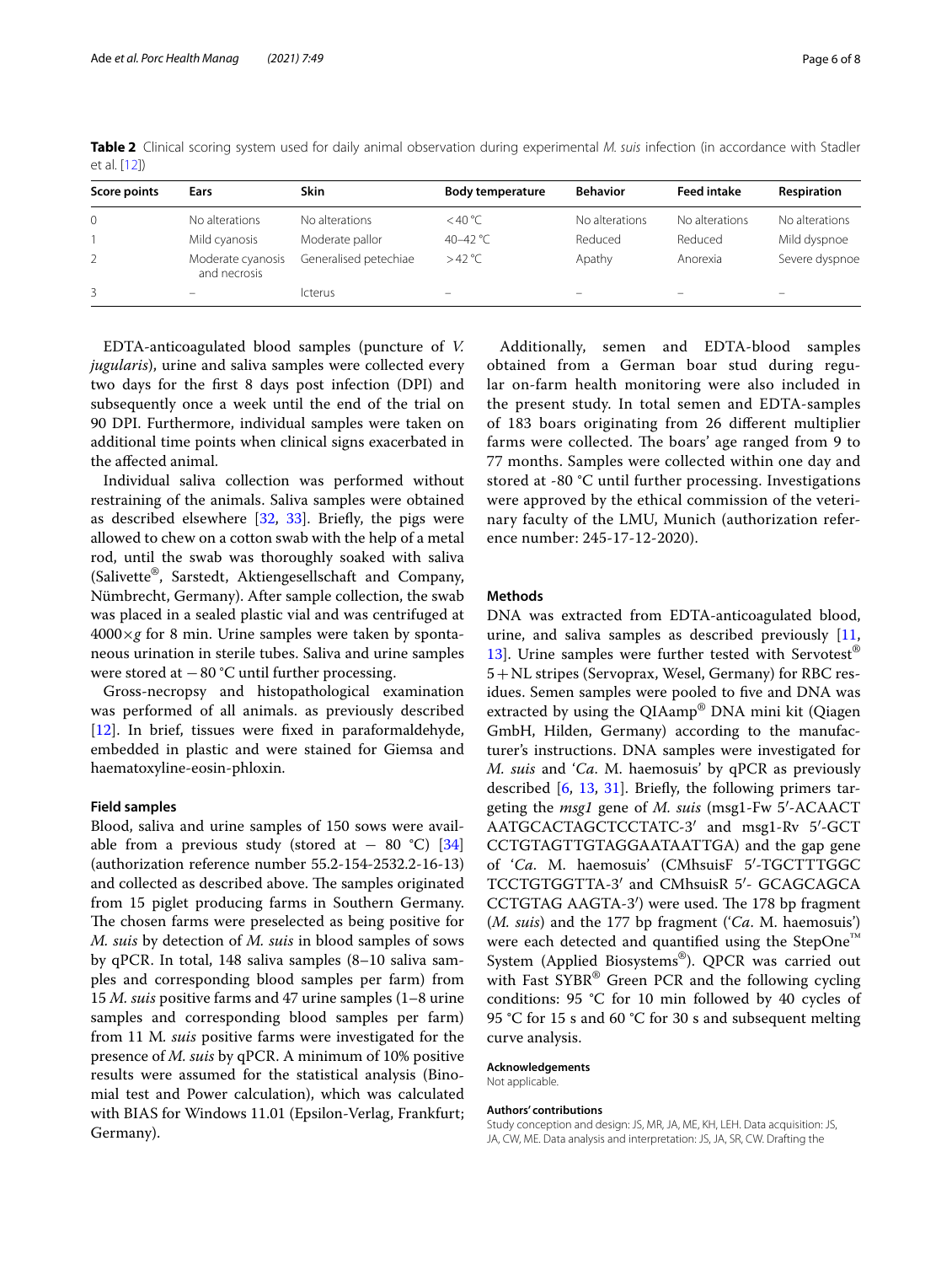**Table 2** Clinical scoring system used for daily animal observation during experimental *M. suis* infection (in accordance with Stadler et al. [12])

| Score points | Ears | Skin | Body temperature | Behavior | Feed intake | Respiration |
|---|---|---|---|---|---|---|
| 0 | No alterations | No alterations | <40 °C | No alterations | No alterations | No alterations |
| 1 | Mild cyanosis | Moderate pallor | 40–42 °C | Reduced | Reduced | Mild dyspnoe |
| 2 | Moderate cyanosis and necrosis | Generalised petechiae | >42 °C | Apathy | Anorexia | Severe dyspnoe |
| 3 | – | Icterus | – | – | – | – |

EDTA-anticoagulated blood samples (puncture of *V. jugularis*), urine and saliva samples were collected every two days for the first 8 days post infection (DPI) and subsequently once a week until the end of the trial on 90 DPI. Furthermore, individual samples were taken on additional time points when clinical signs exacerbated in the affected animal.

Individual saliva collection was performed without restraining of the animals. Saliva samples were obtained as described elsewhere [32, 33]. Briefly, the pigs were allowed to chew on a cotton swab with the help of a metal rod, until the swab was thoroughly soaked with saliva (Salivette®, Sarstedt, Aktiengesellschaft and Company, Nümbrecht, Germany). After sample collection, the swab was placed in a sealed plastic vial and was centrifuged at $4000\times g$ for 8 min. Urine samples were taken by spontaneous urination in sterile tubes. Saliva and urine samples were stored at −80 °C until further processing.

Gross-necropsy and histopathological examination was performed of all animals. as previously described [12]. In brief, tissues were fixed in paraformaldehyde, embedded in plastic and were stained for Giemsa and haematoxyline-eosin-phloxin.

### Field samples

Blood, saliva and urine samples of 150 sows were available from a previous study (stored at − 80 °C) [34] (authorization reference number 55.2-154-2532.2-16-13) and collected as described above. The samples originated from 15 piglet producing farms in Southern Germany. The chosen farms were preselected as being positive for *M. suis* by detection of *M. suis* in blood samples of sows by qPCR. In total, 148 saliva samples (8–10 saliva samples and corresponding blood samples per farm) from 15 *M. suis* positive farms and 47 urine samples (1–8 urine samples and corresponding blood samples per farm) from 11 M. *suis* positive farms were investigated for the presence of *M. suis* by qPCR. A minimum of 10% positive results were assumed for the statistical analysis (Binomial test and Power calculation), which was calculated with BIAS for Windows 11.01 (Epsilon-Verlag, Frankfurt; Germany).

Additionally, semen and EDTA-blood samples obtained from a German boar stud during regular on-farm health monitoring were also included in the present study. In total semen and EDTA-samples of 183 boars originating from 26 different multiplier farms were collected. The boars' age ranged from 9 to 77 months. Samples were collected within one day and stored at -80 °C until further processing. Investigations were approved by the ethical commission of the veterinary faculty of the LMU, Munich (authorization reference number: 245-17-12-2020).

### Methods

DNA was extracted from EDTA-anticoagulated blood, urine, and saliva samples as described previously [11, 13]. Urine samples were further tested with Servotest® 5+NL stripes (Servoprax, Wesel, Germany) for RBC residues. Semen samples were pooled to five and DNA was extracted by using the QIAamp® DNA mini kit (Qiagen GmbH, Hilden, Germany) according to the manufacturer's instructions. DNA samples were investigated for *M. suis* and '*Ca.* M. haemosuis' by qPCR as previously described [6, 13, 31]. Briefly, the following primers targeting the *msg1* gene of *M. suis* (msg1-Fw 5′-ACAACT AATGCACTAGCTCCTATC-3′ and msg1-Rv 5′-GCT CCTGTAGTTGTAGGAATAATTGA) and the gap gene of '*Ca.* M. haemosuis' (CMhsuisF 5′-TGCTTTGGC TCCTGTGGTTA-3′ and CMhsuisR 5′- GCAGCAGCA CCTGTAG AAGTA-3′) were used. The 178 bp fragment (*M. suis*) and the 177 bp fragment ('*Ca.* M. haemosuis') were each detected and quantified using the StepOne™ System (Applied Biosystems®). QPCR was carried out with Fast SYBR® Green PCR and the following cycling conditions: 95 °C for 10 min followed by 40 cycles of 95 °C for 15 s and 60 °C for 30 s and subsequent melting curve analysis.

#### Acknowledgements
Not applicable.

#### Authors' contributions
Study conception and design: JS, MR, JA, ME, KH, LEH. Data acquisition: JS, JA, CW, ME. Data analysis and interpretation: JS, JA, SR, CW. Drafting the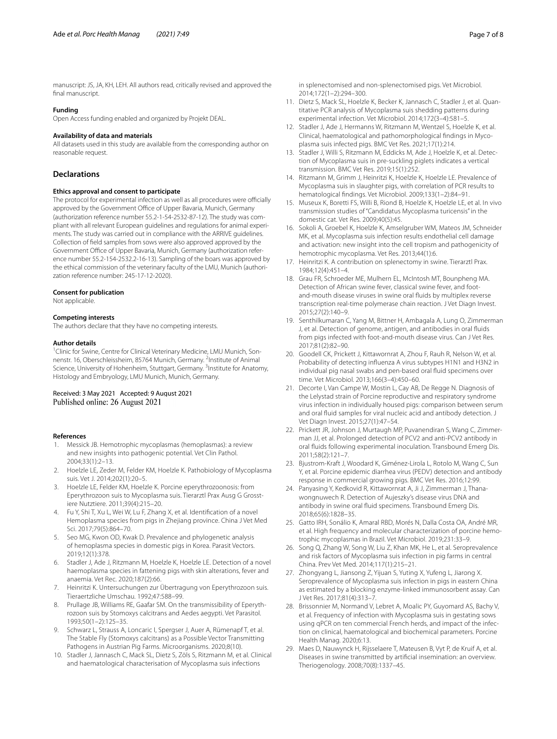manuscript: JS, JA, KH, LEH. All authors read, critically revised and approved the final manuscript.

#### Funding

Open Access funding enabled and organized by Projekt DEAL.

#### Availability of data and materials

All datasets used in this study are available from the corresponding author on reasonable request.

## Declarations

#### Ethics approval and consent to participate

The protocol for experimental infection as well as all procedures were officially approved by the Government Office of Upper Bavaria, Munich, Germany (authorization reference number 55.2-1-54-2532-87-12). The study was compliant with all relevant European guidelines and regulations for animal experiments. The study was carried out in compliance with the ARRIVE guidelines. Collection of field samples from sows were also approved approved by the Government Office of Upper Bavaria, Munich, Germany (authorization reference number 55.2-154-2532.2-16-13). Sampling of the boars was approved by the ethical commission of the veterinary faculty of the LMU, Munich (authorization reference number: 245-17-12-2020).

#### Consent for publication

Not applicable.

#### Competing interests

The authors declare that they have no competing interests.

#### Author details

[1]Clinic for Swine, Centre for Clinical Veterinary Medicine, LMU Munich, Sonnenstr. 16, Oberschleissheim, 85764 Munich, Germany. [2]Institute of Animal Science, University of Hohenheim, Stuttgart, Germany. [3]Institute for Anatomy, Histology and Embryology, LMU Munich, Munich, Germany.

Received: 3 May 2021 Accepted: 9 August 2021
Published online: 26 August 2021

#### References

1. Messick JB. Hemotrophic mycoplasmas (hemoplasmas): a review and new insights into pathogenic potential. Vet Clin Pathol. 2004;33(1):2–13.
2. Hoelzle LE, Zeder M, Felder KM, Hoelzle K. Pathobiology of Mycoplasma suis. Vet J. 2014;202(1):20–5.
3. Hoelzle LE, Felder KM, Hoelzle K. Porcine eperythrozoonosis: from Eperythrozoon suis to Mycoplasma suis. Tierarztl Prax Ausg G Grosstiere Nutztiere. 2011;39(4):215–20.
4. Fu Y, Shi T, Xu L, Wei W, Lu F, Zhang X, et al. Identification of a novel Hemoplasma species from pigs in Zhejiang province. China J Vet Med Sci. 2017;79(5):864–70.
5. Seo MG, Kwon OD, Kwak D. Prevalence and phylogenetic analysis of hemoplasma species in domestic pigs in Korea. Parasit Vectors. 2019;12(1):378.
6. Stadler J, Ade J, Ritzmann M, Hoelzle K, Hoelzle LE. Detection of a novel haemoplasma species in fattening pigs with skin alterations, fever and anaemia. Vet Rec. 2020;187(2):66.
7. Heinritzi K. Untersuchungen zur Übertragung von Eperythrozoon suis. Tieraertzliche Umschau. 1992;47:588–99.
8. Prullage JB, Williams RE, Gaafar SM. On the transmissibility of Eperythrozoon suis by Stomoxys calcitrans and Aedes aegypti. Vet Parasitol. 1993;50(1–2):125–35.
9. Schwarz L, Strauss A, Loncaric I, Spergser J, Auer A, Rümenapf T, et al. The Stable Fly (Stomoxys calcitrans) as a Possible Vector Transmitting Pathogens in Austrian Pig Farms. Microorganisms. 2020;8(10).
10. Stadler J, Jannasch C, Mack SL, Dietz S, Zöls S, Ritzmann M, et al. Clinical and haematological characterisation of Mycoplasma suis infections in splenectomised and non-splenectomised pigs. Vet Microbiol. 2014;172(1–2):294–300.
11. Dietz S, Mack SL, Hoelzle K, Becker K, Jannasch C, Stadler J, et al. Quantitative PCR analysis of Mycoplasma suis shedding patterns during experimental infection. Vet Microbiol. 2014;172(3–4):581–5.
12. Stadler J, Ade J, Hermanns W, Ritzmann M, Wentzel S, Hoelzle K, et al. Clinical, haematological and pathomorphological findings in Mycoplasma suis infected pigs. BMC Vet Res. 2021;17(1):214.
13. Stadler J, Willi S, Ritzmann M, Eddicks M, Ade J, Hoelzle K, et al. Detection of Mycoplasma suis in pre-suckling piglets indicates a vertical transmission. BMC Vet Res. 2019;15(1):252.
14. Ritzmann M, Grimm J, Heinritzi K, Hoelzle K, Hoelzle LE. Prevalence of Mycoplasma suis in slaughter pigs, with correlation of PCR results to hematological findings. Vet Microbiol. 2009;133(1–2):84–91.
15. Museux K, Boretti FS, Willi B, Riond B, Hoelzle K, Hoelzle LE, et al. In vivo transmission studies of "Candidatus Mycoplasma turicensis" in the domestic cat. Vet Res. 2009;40(5):45.
16. Sokoli A, Groebel K, Hoelzle K, Amselgruber WM, Mateos JM, Schneider MK, et al. Mycoplasma suis infection results endothelial cell damage and activation: new insight into the cell tropism and pathogenicity of hemotrophic mycoplasma. Vet Res. 2013;44(1):6.
17. Heinritzi K. A contribution on splenectomy in swine. Tierarztl Prax. 1984;12(4):451–4.
18. Grau FR, Schroeder ME, Mulhern EL, McIntosh MT, Bounpheng MA. Detection of African swine fever, classical swine fever, and foot-and-mouth disease viruses in swine oral fluids by multiplex reverse transcription real-time polymerase chain reaction. J Vet Diagn Invest. 2015;27(2):140–9.
19. Senthilkumaran C, Yang M, Bittner H, Ambagala A, Lung O, Zimmerman J, et al. Detection of genome, antigen, and antibodies in oral fluids from pigs infected with foot-and-mouth disease virus. Can J Vet Res. 2017;81(2):82–90.
20. Goodell CK, Prickett J, Kittawornrat A, Zhou F, Rauh R, Nelson W, et al. Probability of detecting influenza A virus subtypes H1N1 and H3N2 in individual pig nasal swabs and pen-based oral fluid specimens over time. Vet Microbiol. 2013;166(3–4):450–60.
21. Decorte I, Van Campe W, Mostin L, Cay AB, De Regge N. Diagnosis of the Lelystad strain of Porcine reproductive and respiratory syndrome virus infection in individually housed pigs: comparison between serum and oral fluid samples for viral nucleic acid and antibody detection. J Vet Diagn Invest. 2015;27(1):47–54.
22. Prickett JR, Johnson J, Murtaugh MP, Puvanendiran S, Wang C, Zimmerman JJ, et al. Prolonged detection of PCV2 and anti-PCV2 antibody in oral fluids following experimental inoculation. Transbound Emerg Dis. 2011;58(2):121–7.
23. Bjustrom-Kraft J, Woodard K, Giménez-Lirola L, Rotolo M, Wang C, Sun Y, et al. Porcine epidemic diarrhea virus (PEDV) detection and antibody response in commercial growing pigs. BMC Vet Res. 2016;12:99.
24. Panyasing Y, Kedkovid R, Kittawornrat A, Ji J, Zimmerman J, Thanawongnuwech R. Detection of Aujeszky's disease virus DNA and antibody in swine oral fluid specimens. Transbound Emerg Dis. 2018;65(6):1828–35.
25. Gatto IRH, Sonálio K, Amaral RBD, Morés N, Dalla Costa OA, André MR, et al. High frequency and molecular characterization of porcine hemotrophic mycoplasmas in Brazil. Vet Microbiol. 2019;231:33–9.
26. Song Q, Zhang W, Song W, Liu Z, Khan MK, He L, et al. Seroprevalence and risk factors of Mycoplasma suis infection in pig farms in central China. Prev Vet Med. 2014;117(1):215–21.
27. Zhongyang L, Jiansong Z, Yijuan S, Yuting X, Yufeng L, Jiarong X. Seroprevalence of Mycoplasma suis infection in pigs in eastern China as estimated by a blocking enzyme-linked immunosorbent assay. Can J Vet Res. 2017;81(4):313–7.
28. Brissonnier M, Normand V, Lebret A, Moalic PY, Guyomard AS, Bachy V, et al. Frequency of infection with Mycoplasma suis in gestating sows using qPCR on ten commercial French herds, and impact of the infection on clinical, haematological and biochemical parameters. Porcine Health Manag. 2020;6:13.
29. Maes D, Nauwynck H, Rijsselaere T, Mateusen B, Vyt P, de Kruif A, et al. Diseases in swine transmitted by artificial insemination: an overview. Theriogenology. 2008;70(8):1337–45.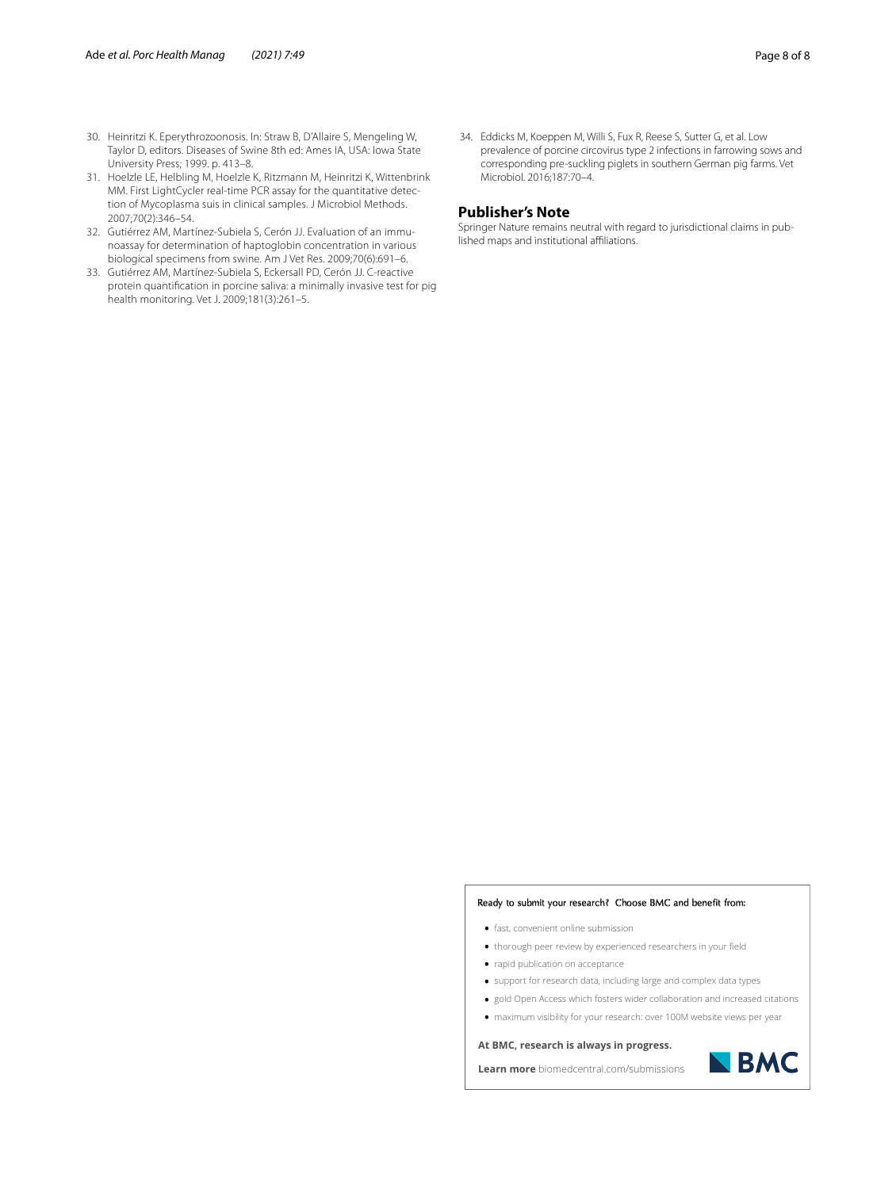30. Heinritzi K. Eperythrozoonosis. In: Straw B, D'Allaire S, Mengeling W, Taylor D, editors. Diseases of Swine 8th ed: Ames IA, USA: Iowa State University Press; 1999. p. 413–8.
31. Hoelzle LE, Helbling M, Hoelzle K, Ritzmann M, Heinritzi K, Wittenbrink MM. First LightCycler real-time PCR assay for the quantitative detection of Mycoplasma suis in clinical samples. J Microbiol Methods. 2007;70(2):346–54.
32. Gutiérrez AM, Martínez-Subiela S, Cerón JJ. Evaluation of an immunoassay for determination of haptoglobin concentration in various biological specimens from swine. Am J Vet Res. 2009;70(6):691–6.
33. Gutiérrez AM, Martínez-Subiela S, Eckersall PD, Cerón JJ. C-reactive protein quantification in porcine saliva: a minimally invasive test for pig health monitoring. Vet J. 2009;181(3):261–5.
34. Eddicks M, Koeppen M, Willi S, Fux R, Reese S, Sutter G, et al. Low prevalence of porcine circovirus type 2 infections in farrowing sows and corresponding pre-suckling piglets in southern German pig farms. Vet Microbiol. 2016;187:70–4.

## Publisher's Note

Springer Nature remains neutral with regard to jurisdictional claims in published maps and institutional affiliations.

Ready to submit your research? Choose BMC and benefit from:

- fast, convenient online submission
- thorough peer review by experienced researchers in your field
- rapid publication on acceptance
- support for research data, including large and complex data types
- gold Open Access which fosters wider collaboration and increased citations
- maximum visibility for your research: over 100M website views per year

**At BMC, research is always in progress.**

**Learn more** biomedcentral.com/submissions

BMC